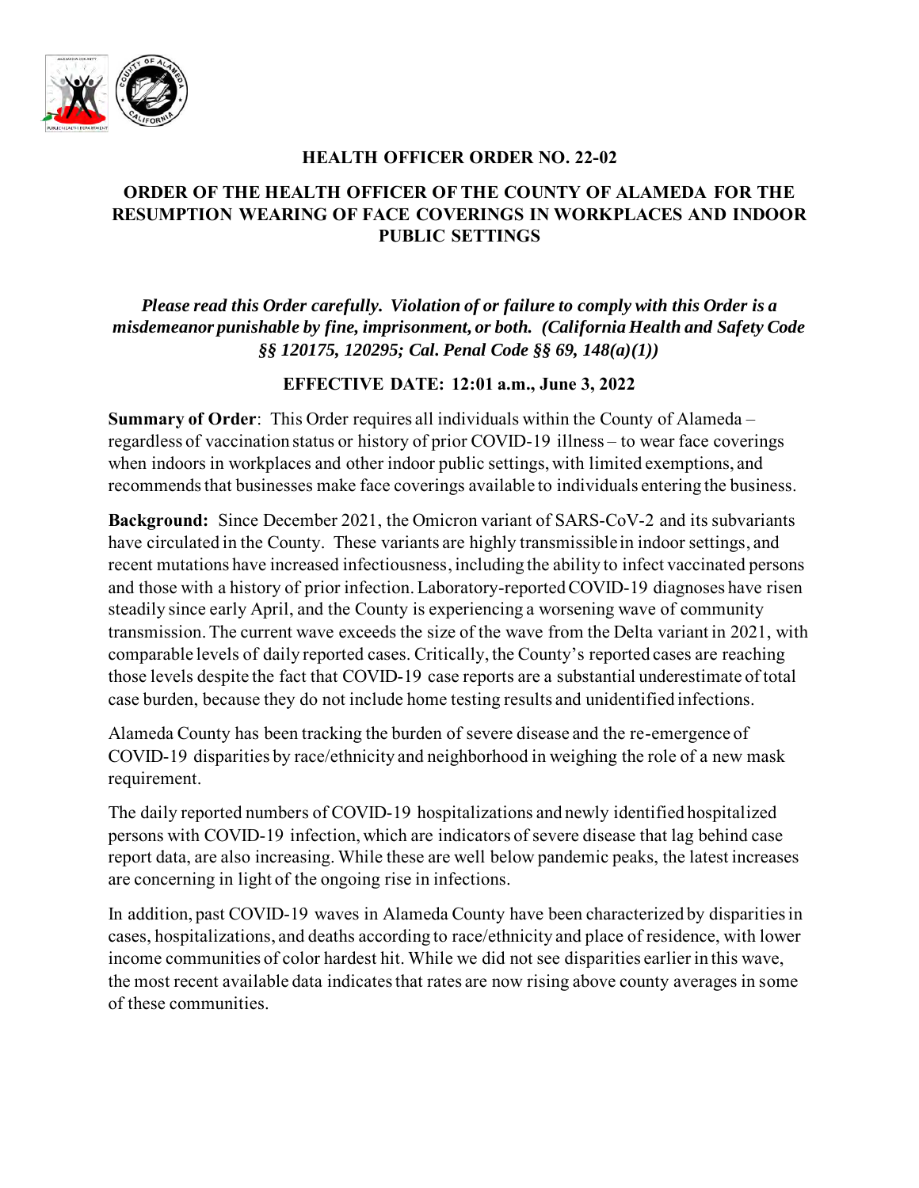# HEALTH OFFICER ORDER NO. 22-02

## ORDER OF THE HEALTH OFFICER OF THE COUNTY OF ALAMEDA FOR THE RESUMPTION WEARING OF FACE COVERINGS IN WORKPLACES AND INDOOR PUBLIC SETTINGS

***Please read this Order carefully. Violation of or failure to comply with this Order is a misdemeanor punishable by fine, imprisonment, or both. (California Health and Safety Code §§ 120175, 120295; Cal. Penal Code §§ 69, 148(a)(1))***

**EFFECTIVE DATE: 12:01 a.m., June 3, 2022**

**Summary of Order**: This Order requires all individuals within the County of Alameda – regardless of vaccination status or history of prior COVID-19 illness – to wear face coverings when indoors in workplaces and other indoor public settings, with limited exemptions, and recommends that businesses make face coverings available to individuals entering the business.

**Background:** Since December 2021, the Omicron variant of SARS-CoV-2 and its subvariants have circulated in the County. These variants are highly transmissible in indoor settings, and recent mutations have increased infectiousness, including the ability to infect vaccinated persons and those with a history of prior infection. Laboratory-reported COVID-19 diagnoses have risen steadily since early April, and the County is experiencing a worsening wave of community transmission. The current wave exceeds the size of the wave from the Delta variant in 2021, with comparable levels of daily reported cases. Critically, the County's reported cases are reaching those levels despite the fact that COVID-19 case reports are a substantial underestimate of total case burden, because they do not include home testing results and unidentified infections.

Alameda County has been tracking the burden of severe disease and the re-emergence of COVID-19 disparities by race/ethnicity and neighborhood in weighing the role of a new mask requirement.

The daily reported numbers of COVID-19 hospitalizations and newly identified hospitalized persons with COVID-19 infection, which are indicators of severe disease that lag behind case report data, are also increasing. While these are well below pandemic peaks, the latest increases are concerning in light of the ongoing rise in infections.

In addition, past COVID-19 waves in Alameda County have been characterized by disparities in cases, hospitalizations, and deaths according to race/ethnicity and place of residence, with lower income communities of color hardest hit. While we did not see disparities earlier in this wave, the most recent available data indicates that rates are now rising above county averages in some of these communities.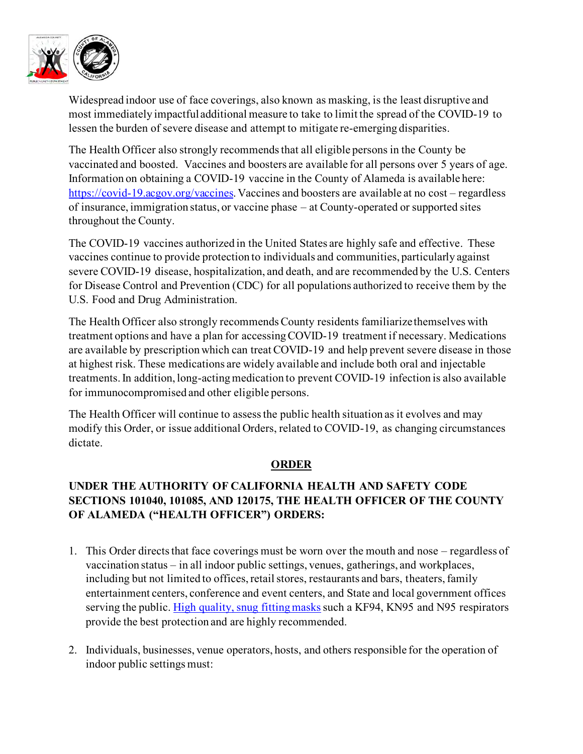Widespread indoor use of face coverings, also known as masking, is the least disruptive and most immediately impactful additional measure to take to limit the spread of the COVID-19 to lessen the burden of severe disease and attempt to mitigate re-emerging disparities.

The Health Officer also strongly recommends that all eligible persons in the County be vaccinated and boosted. Vaccines and boosters are available for all persons over 5 years of age. Information on obtaining a COVID-19 vaccine in the County of Alameda is available here: [https://covid-19.acgov.org/vaccines](https://covid-19.acgov.org/vaccines). Vaccines and boosters are available at no cost – regardless of insurance, immigration status, or vaccine phase – at County-operated or supported sites throughout the County.

The COVID-19 vaccines authorized in the United States are highly safe and effective. These vaccines continue to provide protection to individuals and communities, particularly against severe COVID-19 disease, hospitalization, and death, and are recommended by the U.S. Centers for Disease Control and Prevention (CDC) for all populations authorized to receive them by the U.S. Food and Drug Administration.

The Health Officer also strongly recommends County residents familiarize themselves with treatment options and have a plan for accessing COVID-19 treatment if necessary. Medications are available by prescription which can treat COVID-19 and help prevent severe disease in those at highest risk. These medications are widely available and include both oral and injectable treatments. In addition, long-acting medication to prevent COVID-19 infection is also available for immunocompromised and other eligible persons.

The Health Officer will continue to assess the public health situation as it evolves and may modify this Order, or issue additional Orders, related to COVID-19, as changing circumstances dictate.

## ORDER

**UNDER THE AUTHORITY OF CALIFORNIA HEALTH AND SAFETY CODE SECTIONS 101040, 101085, AND 120175, THE HEALTH OFFICER OF THE COUNTY OF ALAMEDA ("HEALTH OFFICER") ORDERS:**

1. This Order directs that face coverings must be worn over the mouth and nose – regardless of vaccination status – in all indoor public settings, venues, gatherings, and workplaces, including but not limited to offices, retail stores, restaurants and bars, theaters, family entertainment centers, conference and event centers, and State and local government offices serving the public. High quality, snug fitting masks such a KF94, KN95 and N95 respirators provide the best protection and are highly recommended.

2. Individuals, businesses, venue operators, hosts, and others responsible for the operation of indoor public settings must: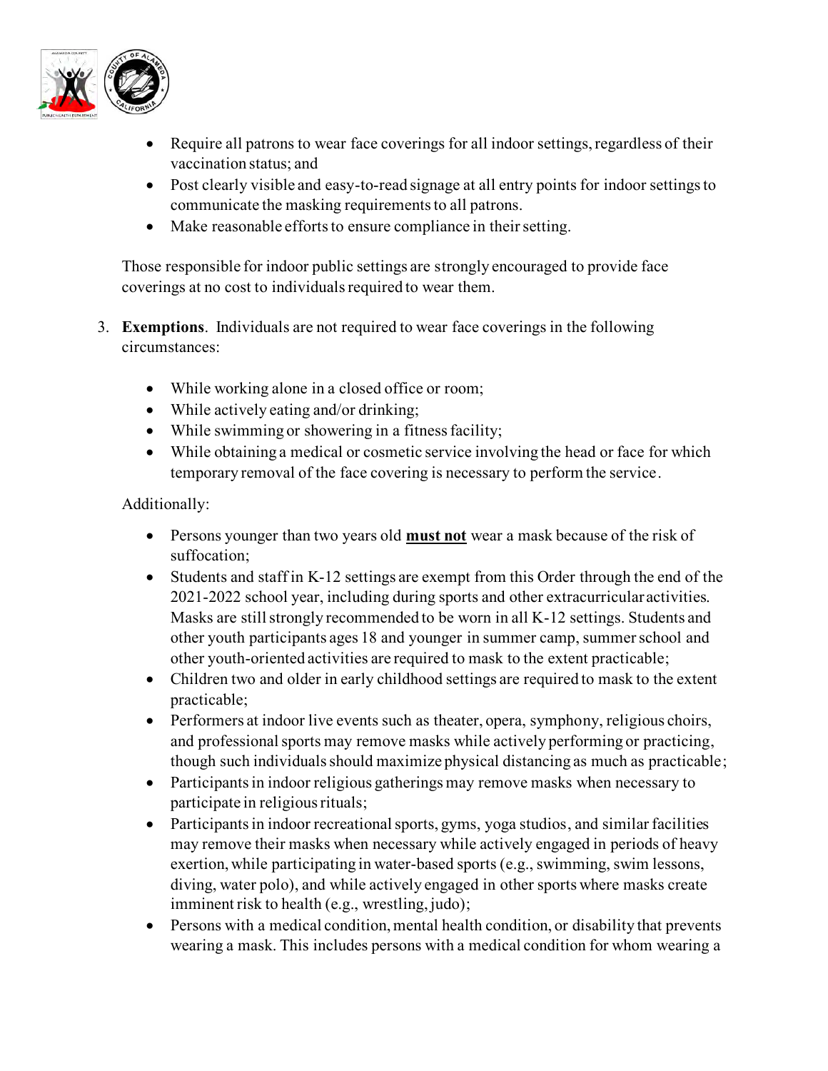- Require all patrons to wear face coverings for all indoor settings, regardless of their vaccination status; and
- Post clearly visible and easy-to-read signage at all entry points for indoor settings to communicate the masking requirements to all patrons.
- Make reasonable efforts to ensure compliance in their setting.

Those responsible for indoor public settings are strongly encouraged to provide face coverings at no cost to individuals required to wear them.

3. **Exemptions**. Individuals are not required to wear face coverings in the following circumstances:

   - While working alone in a closed office or room;
   - While actively eating and/or drinking;
   - While swimming or showering in a fitness facility;
   - While obtaining a medical or cosmetic service involving the head or face for which temporary removal of the face covering is necessary to perform the service.

   Additionally:

   - Persons younger than two years old <u>**must not**</u> wear a mask because of the risk of suffocation;
   - Students and staff in K-12 settings are exempt from this Order through the end of the 2021-2022 school year, including during sports and other extracurricular activities. Masks are still strongly recommended to be worn in all K-12 settings. Students and other youth participants ages 18 and younger in summer camp, summer school and other youth-oriented activities are required to mask to the extent practicable;
   - Children two and older in early childhood settings are required to mask to the extent practicable;
   - Performers at indoor live events such as theater, opera, symphony, religious choirs, and professional sports may remove masks while actively performing or practicing, though such individuals should maximize physical distancing as much as practicable;
   - Participants in indoor religious gatherings may remove masks when necessary to participate in religious rituals;
   - Participants in indoor recreational sports, gyms, yoga studios, and similar facilities may remove their masks when necessary while actively engaged in periods of heavy exertion, while participating in water-based sports (e.g., swimming, swim lessons, diving, water polo), and while actively engaged in other sports where masks create imminent risk to health (e.g., wrestling, judo);
   - Persons with a medical condition, mental health condition, or disability that prevents wearing a mask. This includes persons with a medical condition for whom wearing a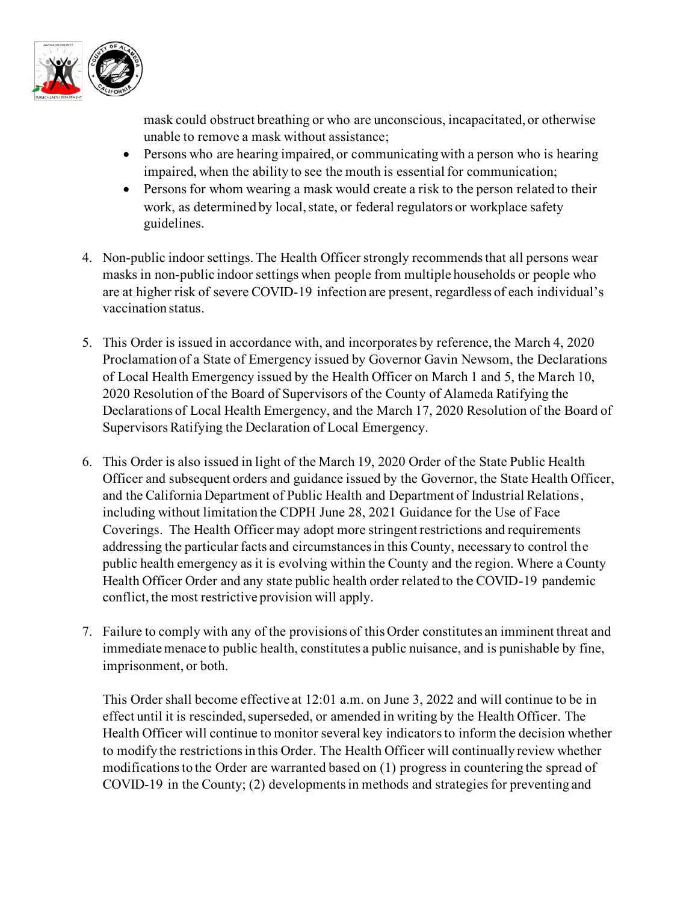mask could obstruct breathing or who are unconscious, incapacitated, or otherwise unable to remove a mask without assistance;
- Persons who are hearing impaired, or communicating with a person who is hearing impaired, when the ability to see the mouth is essential for communication;
- Persons for whom wearing a mask would create a risk to the person related to their work, as determined by local, state, or federal regulators or workplace safety guidelines.

4. Non-public indoor settings. The Health Officer strongly recommends that all persons wear masks in non-public indoor settings when people from multiple households or people who are at higher risk of severe COVID-19 infection are present, regardless of each individual's vaccination status.

5. This Order is issued in accordance with, and incorporates by reference, the March 4, 2020 Proclamation of a State of Emergency issued by Governor Gavin Newsom, the Declarations of Local Health Emergency issued by the Health Officer on March 1 and 5, the March 10, 2020 Resolution of the Board of Supervisors of the County of Alameda Ratifying the Declarations of Local Health Emergency, and the March 17, 2020 Resolution of the Board of Supervisors Ratifying the Declaration of Local Emergency.

6. This Order is also issued in light of the March 19, 2020 Order of the State Public Health Officer and subsequent orders and guidance issued by the Governor, the State Health Officer, and the California Department of Public Health and Department of Industrial Relations, including without limitation the CDPH June 28, 2021 Guidance for the Use of Face Coverings. The Health Officer may adopt more stringent restrictions and requirements addressing the particular facts and circumstances in this County, necessary to control the public health emergency as it is evolving within the County and the region. Where a County Health Officer Order and any state public health order related to the COVID-19 pandemic conflict, the most restrictive provision will apply.

7. Failure to comply with any of the provisions of this Order constitutes an imminent threat and immediate menace to public health, constitutes a public nuisance, and is punishable by fine, imprisonment, or both.

   This Order shall become effective at 12:01 a.m. on June 3, 2022 and will continue to be in effect until it is rescinded, superseded, or amended in writing by the Health Officer. The Health Officer will continue to monitor several key indicators to inform the decision whether to modify the restrictions in this Order. The Health Officer will continually review whether modifications to the Order are warranted based on (1) progress in countering the spread of COVID-19 in the County; (2) developments in methods and strategies for preventing and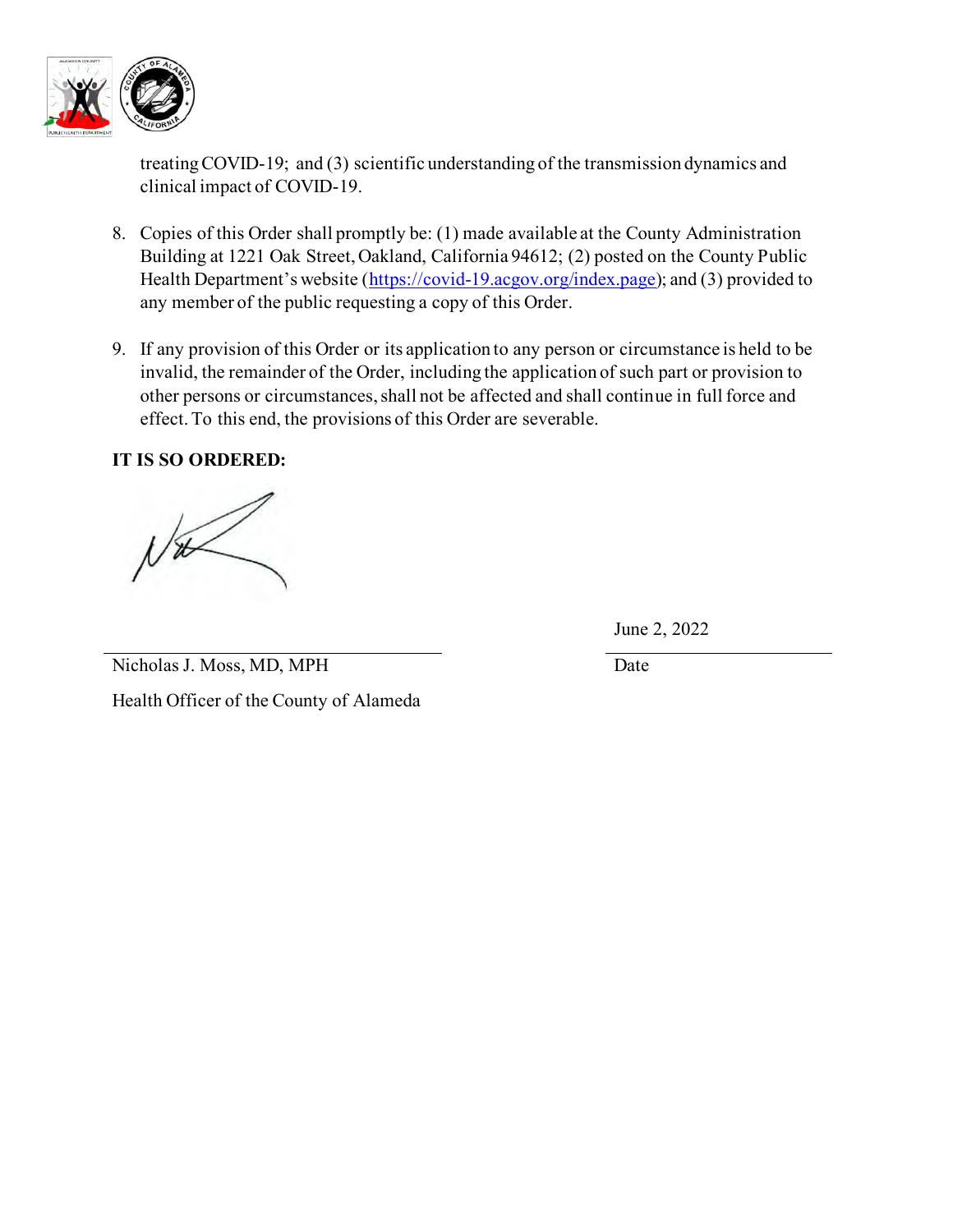treating COVID-19; and (3) scientific understanding of the transmission dynamics and clinical impact of COVID-19.

8. Copies of this Order shall promptly be: (1) made available at the County Administration Building at 1221 Oak Street, Oakland, California 94612; (2) posted on the County Public Health Department's website (https://covid-19.acgov.org/index.page); and (3) provided to any member of the public requesting a copy of this Order.

9. If any provision of this Order or its application to any person or circumstance is held to be invalid, the remainder of the Order, including the application of such part or provision to other persons or circumstances, shall not be affected and shall continue in full force and effect. To this end, the provisions of this Order are severable.

**IT IS SO ORDERED:**

June 2, 2022

Nicholas J. Moss, MD, MPH

Health Officer of the County of Alameda

Date